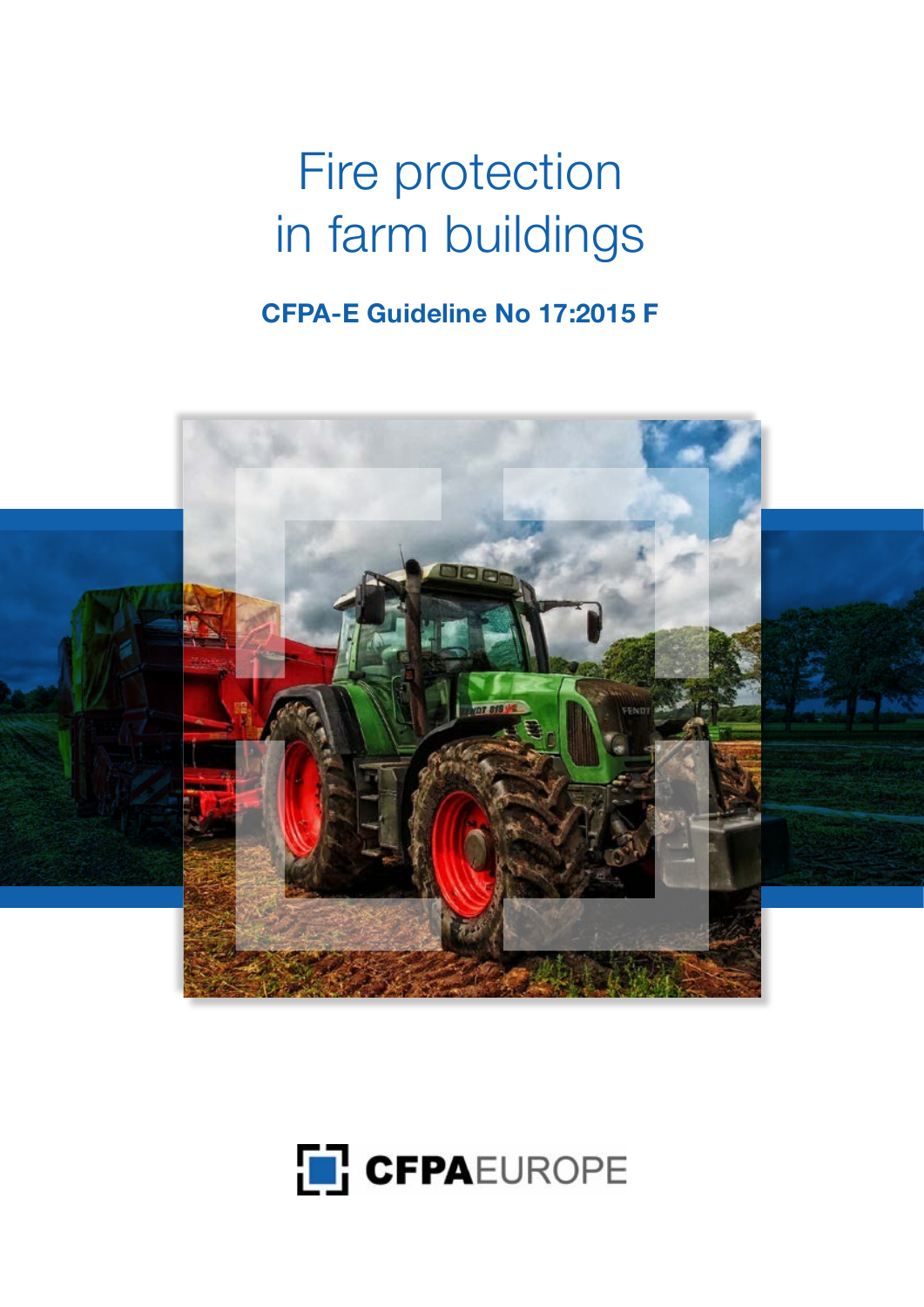# Fire protection in farm buildings

**CFPA-E Guideline No 17:2015 F**

CFPAEUROPE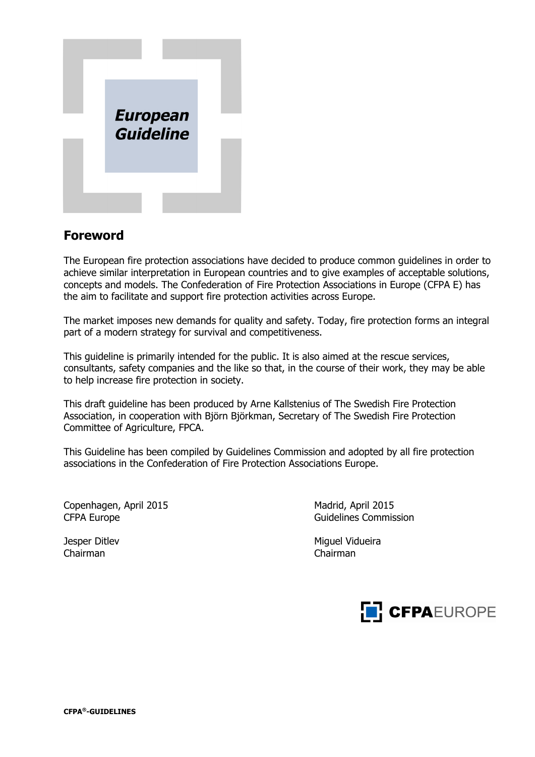*European Guideline*

## Foreword

The European fire protection associations have decided to produce common guidelines in order to achieve similar interpretation in European countries and to give examples of acceptable solutions, concepts and models. The Confederation of Fire Protection Associations in Europe (CFPA E) has the aim to facilitate and support fire protection activities across Europe.

The market imposes new demands for quality and safety. Today, fire protection forms an integral part of a modern strategy for survival and competitiveness.

This guideline is primarily intended for the public. It is also aimed at the rescue services, consultants, safety companies and the like so that, in the course of their work, they may be able to help increase fire protection in society.

This draft guideline has been produced by Arne Kallstenius of The Swedish Fire Protection Association, in cooperation with Björn Björkman, Secretary of The Swedish Fire Protection Committee of Agriculture, FPCA.

This Guideline has been compiled by Guidelines Commission and adopted by all fire protection associations in the Confederation of Fire Protection Associations Europe.

Copenhagen, April 2015
CFPA Europe

Jesper Ditlev
Chairman

Madrid, April 2015
Guidelines Commission

Miguel Vidueira
Chairman

CFPA EUROPE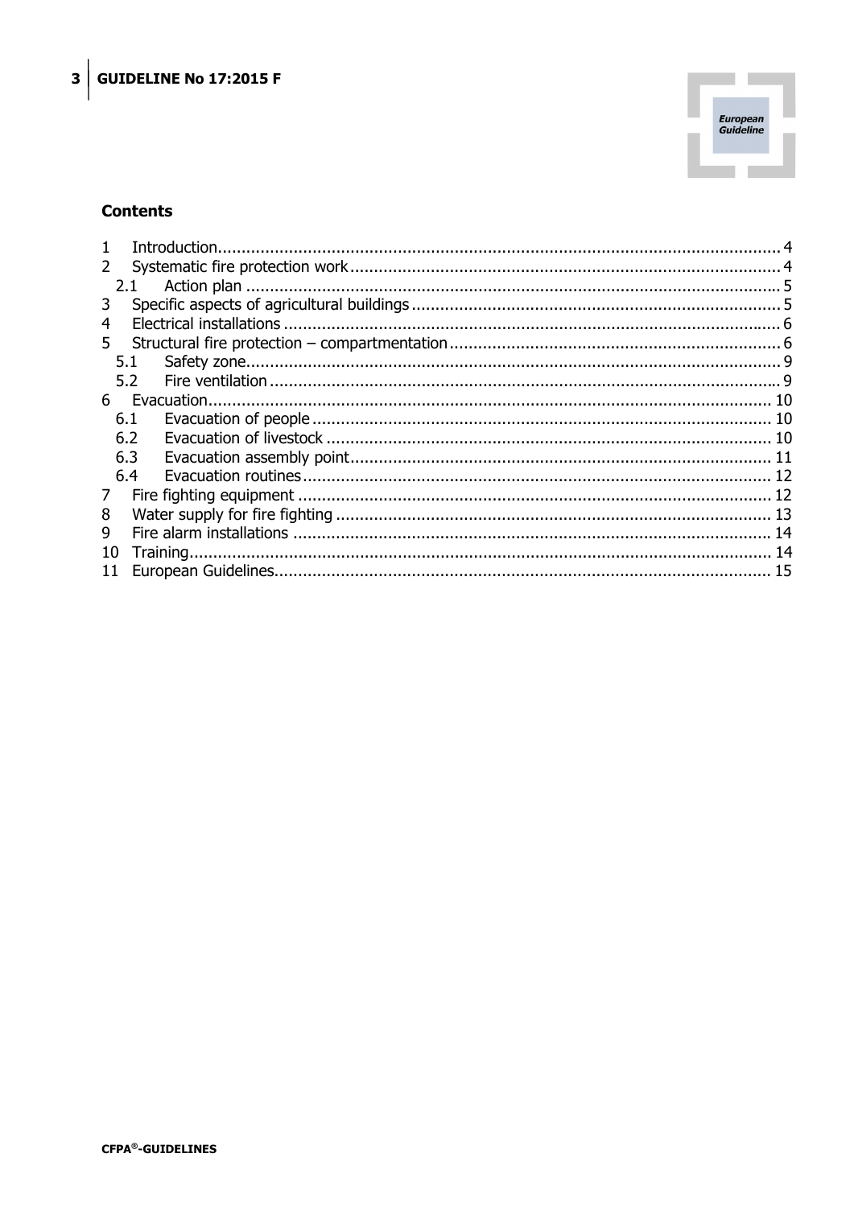## Contents

1 Introduction ... 4
2 Systematic fire protection work ... 4
  2.1 Action plan ... 5
3 Specific aspects of agricultural buildings ... 5
4 Electrical installations ... 6
5 Structural fire protection – compartmentation ... 6
  5.1 Safety zone ... 9
  5.2 Fire ventilation ... 9
6 Evacuation ... 10
  6.1 Evacuation of people ... 10
  6.2 Evacuation of livestock ... 10
  6.3 Evacuation assembly point ... 11
  6.4 Evacuation routines ... 12
7 Fire fighting equipment ... 12
8 Water supply for fire fighting ... 13
9 Fire alarm installations ... 14
10 Training ... 14
11 European Guidelines ... 15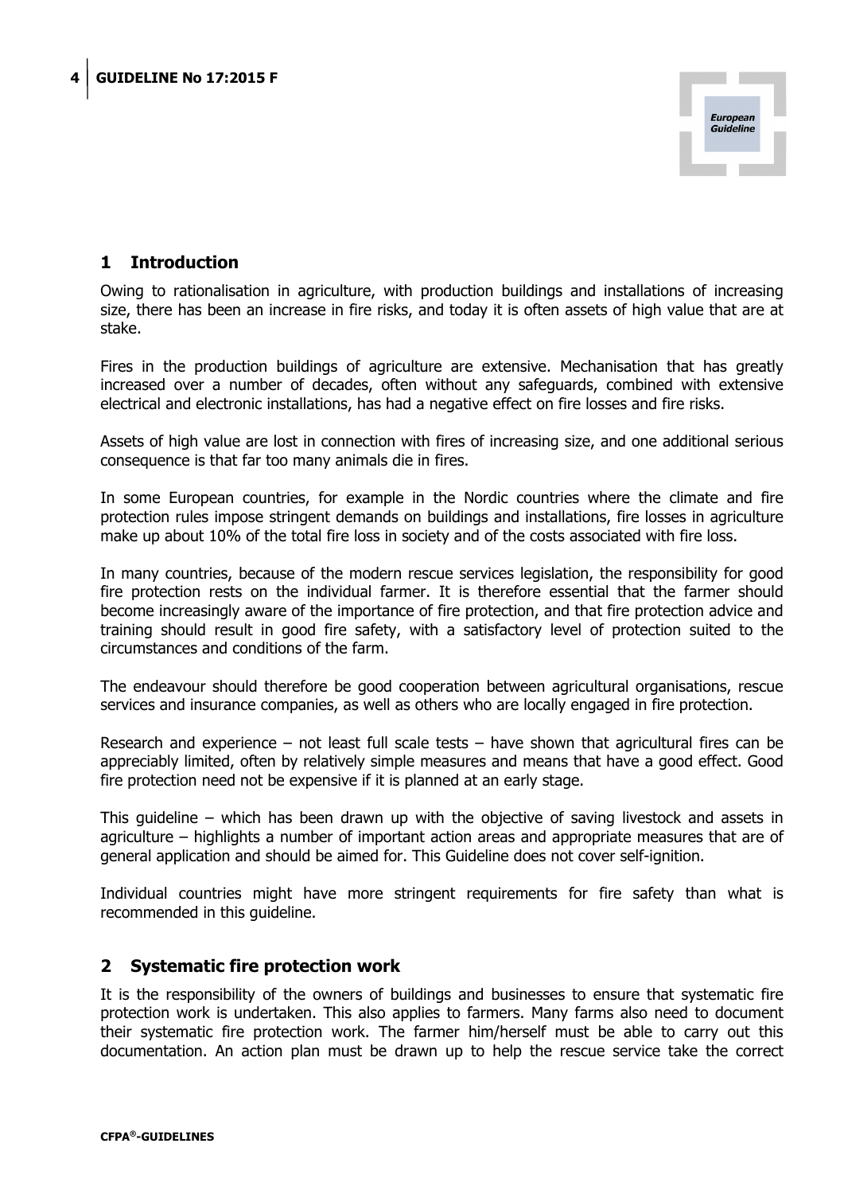## 1 Introduction

Owing to rationalisation in agriculture, with production buildings and installations of increasing size, there has been an increase in fire risks, and today it is often assets of high value that are at stake.

Fires in the production buildings of agriculture are extensive. Mechanisation that has greatly increased over a number of decades, often without any safeguards, combined with extensive electrical and electronic installations, has had a negative effect on fire losses and fire risks.

Assets of high value are lost in connection with fires of increasing size, and one additional serious consequence is that far too many animals die in fires.

In some European countries, for example in the Nordic countries where the climate and fire protection rules impose stringent demands on buildings and installations, fire losses in agriculture make up about 10% of the total fire loss in society and of the costs associated with fire loss.

In many countries, because of the modern rescue services legislation, the responsibility for good fire protection rests on the individual farmer. It is therefore essential that the farmer should become increasingly aware of the importance of fire protection, and that fire protection advice and training should result in good fire safety, with a satisfactory level of protection suited to the circumstances and conditions of the farm.

The endeavour should therefore be good cooperation between agricultural organisations, rescue services and insurance companies, as well as others who are locally engaged in fire protection.

Research and experience – not least full scale tests – have shown that agricultural fires can be appreciably limited, often by relatively simple measures and means that have a good effect. Good fire protection need not be expensive if it is planned at an early stage.

This guideline – which has been drawn up with the objective of saving livestock and assets in agriculture – highlights a number of important action areas and appropriate measures that are of general application and should be aimed for. This Guideline does not cover self-ignition.

Individual countries might have more stringent requirements for fire safety than what is recommended in this guideline.

## 2 Systematic fire protection work

It is the responsibility of the owners of buildings and businesses to ensure that systematic fire protection work is undertaken. This also applies to farmers. Many farms also need to document their systematic fire protection work. The farmer him/herself must be able to carry out this documentation. An action plan must be drawn up to help the rescue service take the correct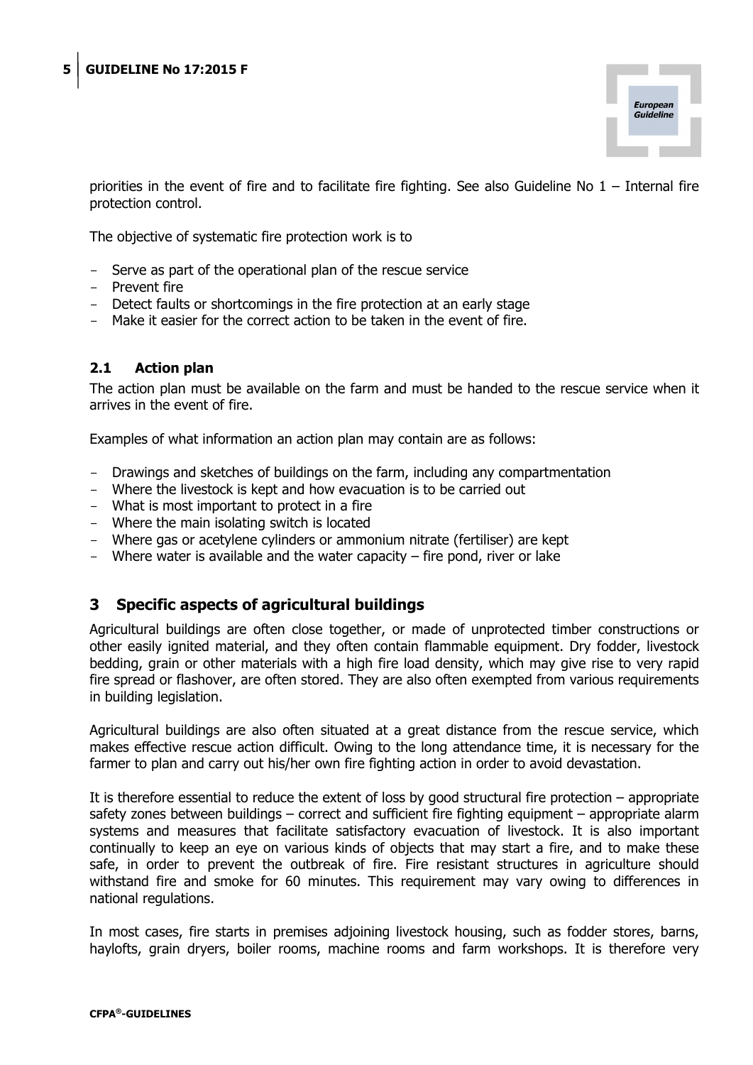priorities in the event of fire and to facilitate fire fighting. See also Guideline No 1 – Internal fire protection control.

The objective of systematic fire protection work is to

- Serve as part of the operational plan of the rescue service
- Prevent fire
- Detect faults or shortcomings in the fire protection at an early stage
- Make it easier for the correct action to be taken in the event of fire.

## 2.1 Action plan

The action plan must be available on the farm and must be handed to the rescue service when it arrives in the event of fire.

Examples of what information an action plan may contain are as follows:

- Drawings and sketches of buildings on the farm, including any compartmentation
- Where the livestock is kept and how evacuation is to be carried out
- What is most important to protect in a fire
- Where the main isolating switch is located
- Where gas or acetylene cylinders or ammonium nitrate (fertiliser) are kept
- Where water is available and the water capacity – fire pond, river or lake

# 3 Specific aspects of agricultural buildings

Agricultural buildings are often close together, or made of unprotected timber constructions or other easily ignited material, and they often contain flammable equipment. Dry fodder, livestock bedding, grain or other materials with a high fire load density, which may give rise to very rapid fire spread or flashover, are often stored. They are also often exempted from various requirements in building legislation.

Agricultural buildings are also often situated at a great distance from the rescue service, which makes effective rescue action difficult. Owing to the long attendance time, it is necessary for the farmer to plan and carry out his/her own fire fighting action in order to avoid devastation.

It is therefore essential to reduce the extent of loss by good structural fire protection – appropriate safety zones between buildings – correct and sufficient fire fighting equipment – appropriate alarm systems and measures that facilitate satisfactory evacuation of livestock. It is also important continually to keep an eye on various kinds of objects that may start a fire, and to make these safe, in order to prevent the outbreak of fire. Fire resistant structures in agriculture should withstand fire and smoke for 60 minutes. This requirement may vary owing to differences in national regulations.

In most cases, fire starts in premises adjoining livestock housing, such as fodder stores, barns, haylofts, grain dryers, boiler rooms, machine rooms and farm workshops. It is therefore very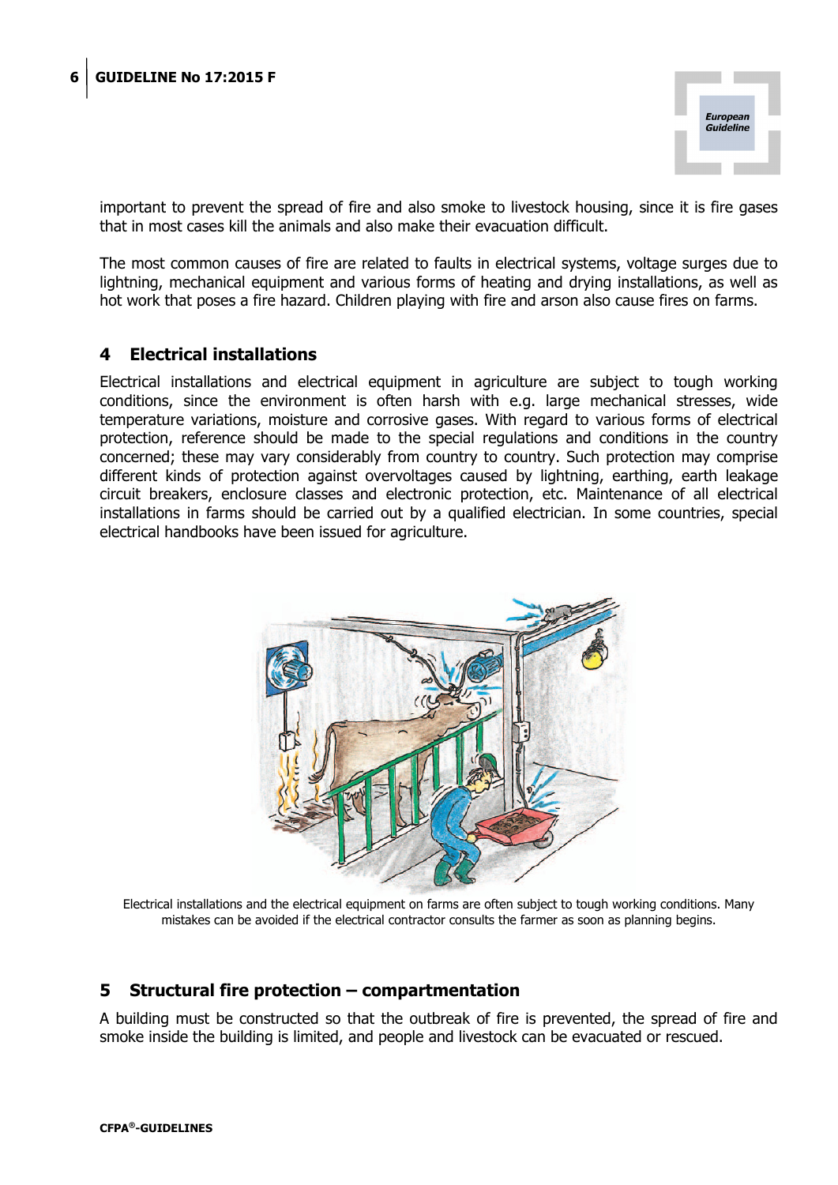important to prevent the spread of fire and also smoke to livestock housing, since it is fire gases that in most cases kill the animals and also make their evacuation difficult.

The most common causes of fire are related to faults in electrical systems, voltage surges due to lightning, mechanical equipment and various forms of heating and drying installations, as well as hot work that poses a fire hazard. Children playing with fire and arson also cause fires on farms.

## 4 Electrical installations

Electrical installations and electrical equipment in agriculture are subject to tough working conditions, since the environment is often harsh with e.g. large mechanical stresses, wide temperature variations, moisture and corrosive gases. With regard to various forms of electrical protection, reference should be made to the special regulations and conditions in the country concerned; these may vary considerably from country to country. Such protection may comprise different kinds of protection against overvoltages caused by lightning, earthing, earth leakage circuit breakers, enclosure classes and electronic protection, etc. Maintenance of all electrical installations in farms should be carried out by a qualified electrician. In some countries, special electrical handbooks have been issued for agriculture.

Electrical installations and the electrical equipment on farms are often subject to tough working conditions. Many mistakes can be avoided if the electrical contractor consults the farmer as soon as planning begins.

## 5 Structural fire protection – compartmentation

A building must be constructed so that the outbreak of fire is prevented, the spread of fire and smoke inside the building is limited, and people and livestock can be evacuated or rescued.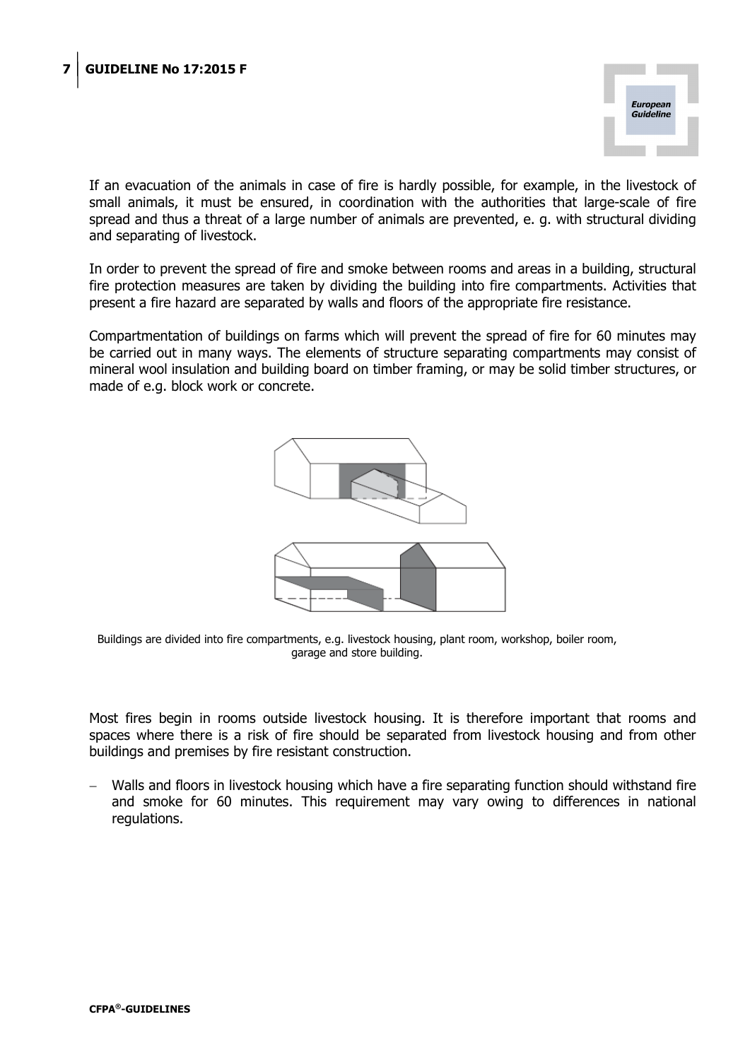If an evacuation of the animals in case of fire is hardly possible, for example, in the livestock of small animals, it must be ensured, in coordination with the authorities that large-scale of fire spread and thus a threat of a large number of animals are prevented, e. g. with structural dividing and separating of livestock.

In order to prevent the spread of fire and smoke between rooms and areas in a building, structural fire protection measures are taken by dividing the building into fire compartments. Activities that present a fire hazard are separated by walls and floors of the appropriate fire resistance.

Compartmentation of buildings on farms which will prevent the spread of fire for 60 minutes may be carried out in many ways. The elements of structure separating compartments may consist of mineral wool insulation and building board on timber framing, or may be solid timber structures, or made of e.g. block work or concrete.

Buildings are divided into fire compartments, e.g. livestock housing, plant room, workshop, boiler room, garage and store building.

Most fires begin in rooms outside livestock housing. It is therefore important that rooms and spaces where there is a risk of fire should be separated from livestock housing and from other buildings and premises by fire resistant construction.

- Walls and floors in livestock housing which have a fire separating function should withstand fire and smoke for 60 minutes. This requirement may vary owing to differences in national regulations.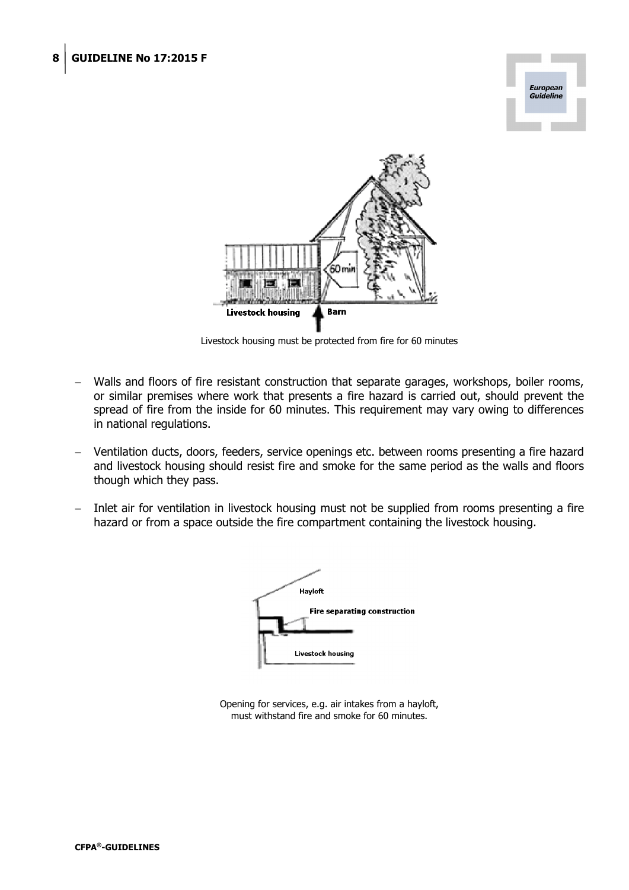Livestock housing must be protected from fire for 60 minutes

- Walls and floors of fire resistant construction that separate garages, workshops, boiler rooms, or similar premises where work that presents a fire hazard is carried out, should prevent the spread of fire from the inside for 60 minutes. This requirement may vary owing to differences in national regulations.
- Ventilation ducts, doors, feeders, service openings etc. between rooms presenting a fire hazard and livestock housing should resist fire and smoke for the same period as the walls and floors though which they pass.
- Inlet air for ventilation in livestock housing must not be supplied from rooms presenting a fire hazard or from a space outside the fire compartment containing the livestock housing.

Opening for services, e.g. air intakes from a hayloft, must withstand fire and smoke for 60 minutes.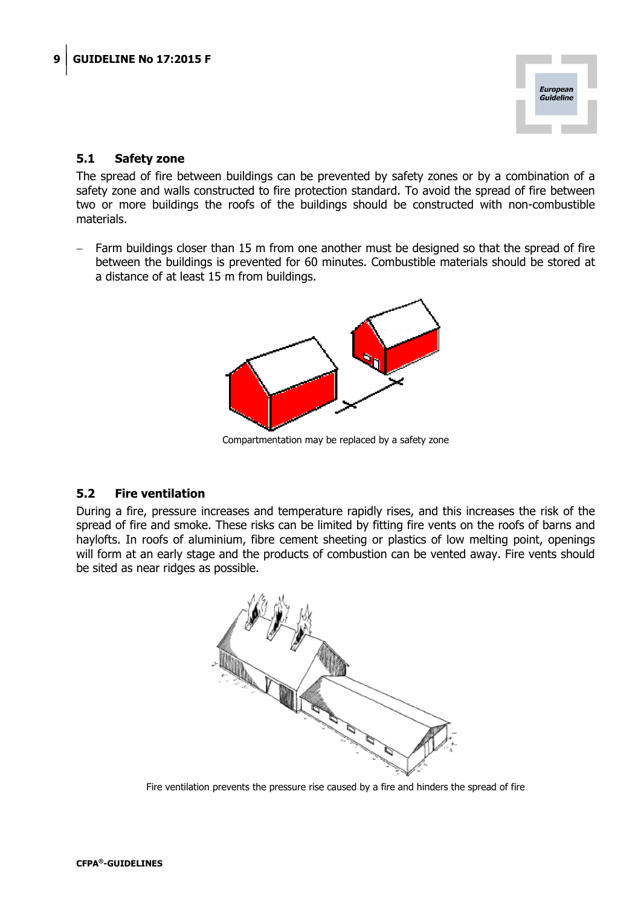## 5.1 Safety zone

The spread of fire between buildings can be prevented by safety zones or by a combination of a safety zone and walls constructed to fire protection standard. To avoid the spread of fire between two or more buildings the roofs of the buildings should be constructed with non-combustible materials.

- Farm buildings closer than 15 m from one another must be designed so that the spread of fire between the buildings is prevented for 60 minutes. Combustible materials should be stored at a distance of at least 15 m from buildings.

Compartmentation may be replaced by a safety zone

## 5.2 Fire ventilation

During a fire, pressure increases and temperature rapidly rises, and this increases the risk of the spread of fire and smoke. These risks can be limited by fitting fire vents on the roofs of barns and haylofts. In roofs of aluminium, fibre cement sheeting or plastics of low melting point, openings will form at an early stage and the products of combustion can be vented away. Fire vents should be sited as near ridges as possible.

Fire ventilation prevents the pressure rise caused by a fire and hinders the spread of fire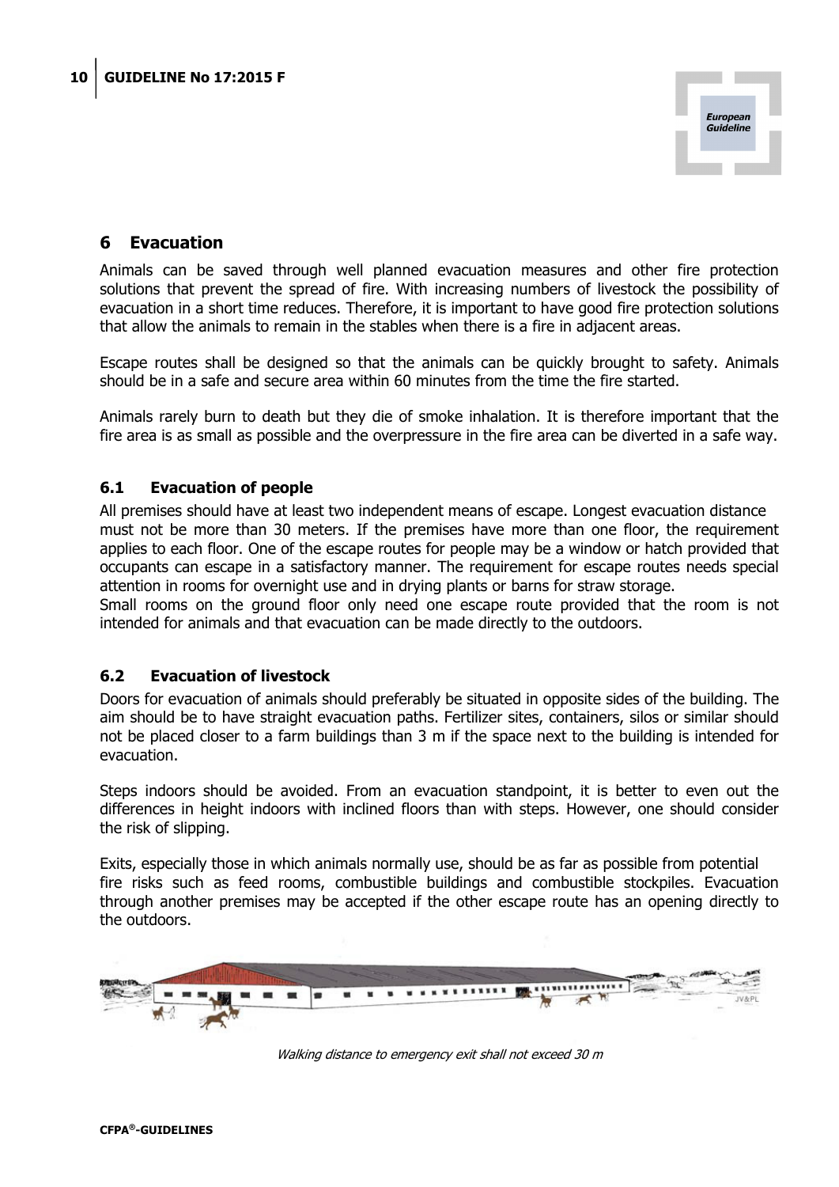## 6 Evacuation

Animals can be saved through well planned evacuation measures and other fire protection solutions that prevent the spread of fire. With increasing numbers of livestock the possibility of evacuation in a short time reduces. Therefore, it is important to have good fire protection solutions that allow the animals to remain in the stables when there is a fire in adjacent areas.

Escape routes shall be designed so that the animals can be quickly brought to safety. Animals should be in a safe and secure area within 60 minutes from the time the fire started.

Animals rarely burn to death but they die of smoke inhalation. It is therefore important that the fire area is as small as possible and the overpressure in the fire area can be diverted in a safe way.

### 6.1 Evacuation of people

All premises should have at least two independent means of escape. Longest evacuation distance must not be more than 30 meters. If the premises have more than one floor, the requirement applies to each floor. One of the escape routes for people may be a window or hatch provided that occupants can escape in a satisfactory manner. The requirement for escape routes needs special attention in rooms for overnight use and in drying plants or barns for straw storage.
Small rooms on the ground floor only need one escape route provided that the room is not intended for animals and that evacuation can be made directly to the outdoors.

### 6.2 Evacuation of livestock

Doors for evacuation of animals should preferably be situated in opposite sides of the building. The aim should be to have straight evacuation paths. Fertilizer sites, containers, silos or similar should not be placed closer to a farm buildings than 3 m if the space next to the building is intended for evacuation.

Steps indoors should be avoided. From an evacuation standpoint, it is better to even out the differences in height indoors with inclined floors than with steps. However, one should consider the risk of slipping.

Exits, especially those in which animals normally use, should be as far as possible from potential fire risks such as feed rooms, combustible buildings and combustible stockpiles. Evacuation through another premises may be accepted if the other escape route has an opening directly to the outdoors.

*Walking distance to emergency exit shall not exceed 30 m*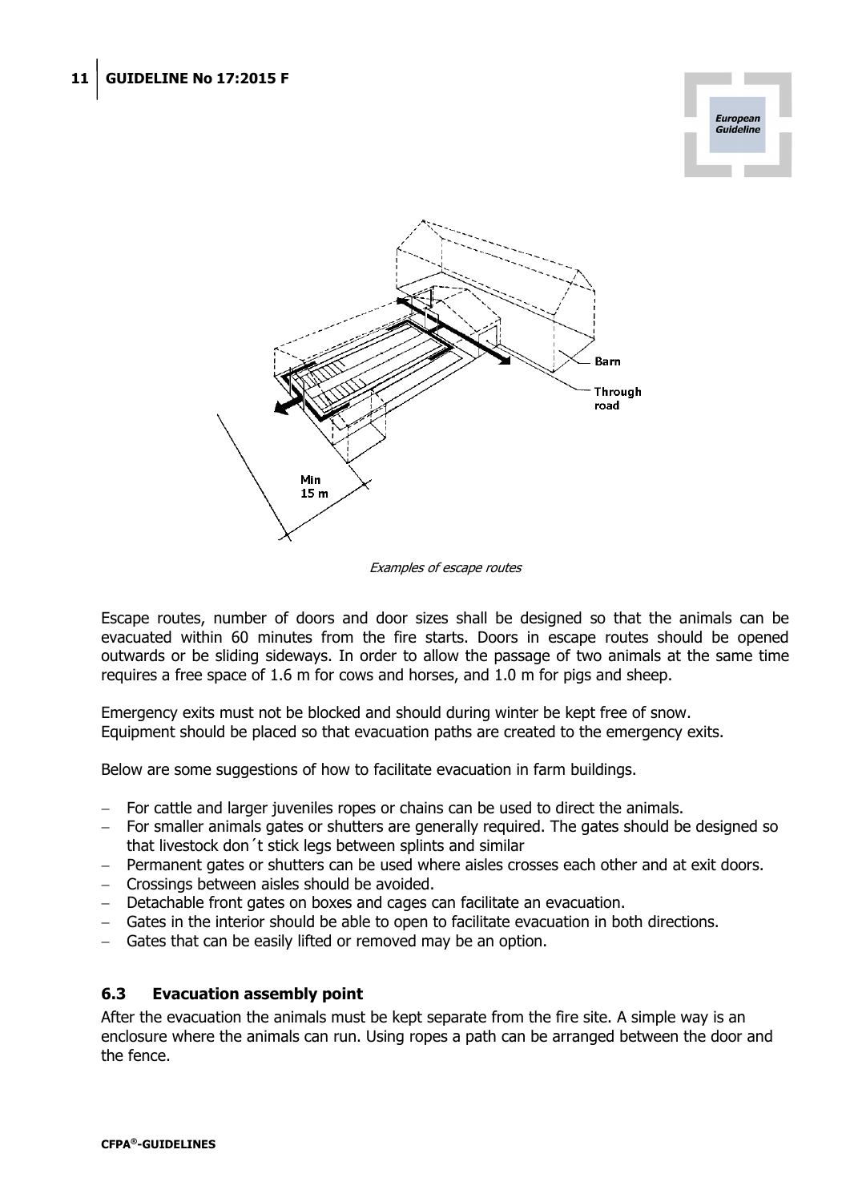*Examples of escape routes*

Escape routes, number of doors and door sizes shall be designed so that the animals can be evacuated within 60 minutes from the fire starts. Doors in escape routes should be opened outwards or be sliding sideways. In order to allow the passage of two animals at the same time requires a free space of 1.6 m for cows and horses, and 1.0 m for pigs and sheep.

Emergency exits must not be blocked and should during winter be kept free of snow.
Equipment should be placed so that evacuation paths are created to the emergency exits.

Below are some suggestions of how to facilitate evacuation in farm buildings.

- For cattle and larger juveniles ropes or chains can be used to direct the animals.
- For smaller animals gates or shutters are generally required. The gates should be designed so that livestock don´t stick legs between splints and similar
- Permanent gates or shutters can be used where aisles crosses each other and at exit doors.
- Crossings between aisles should be avoided.
- Detachable front gates on boxes and cages can facilitate an evacuation.
- Gates in the interior should be able to open to facilitate evacuation in both directions.
- Gates that can be easily lifted or removed may be an option.

### 6.3 Evacuation assembly point

After the evacuation the animals must be kept separate from the fire site. A simple way is an enclosure where the animals can run. Using ropes a path can be arranged between the door and the fence.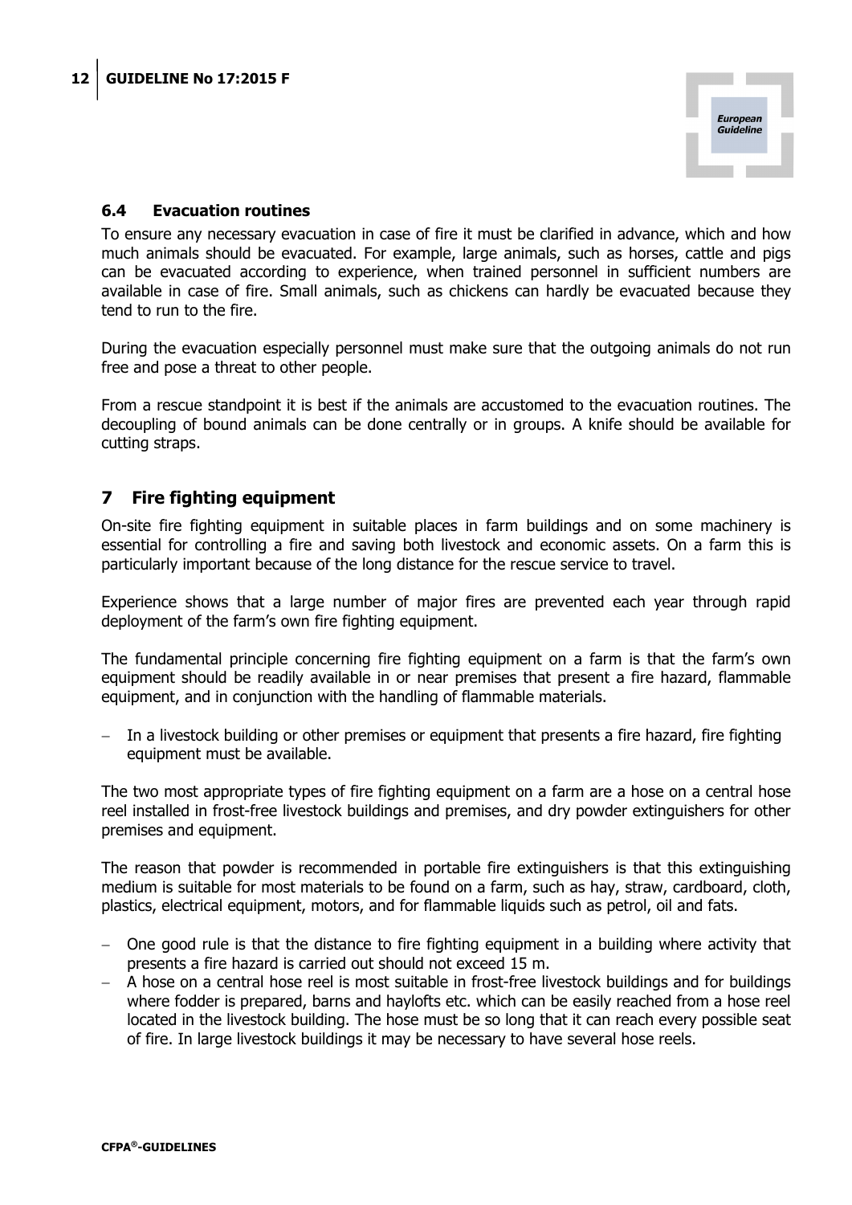### 6.4 Evacuation routines

To ensure any necessary evacuation in case of fire it must be clarified in advance, which and how much animals should be evacuated. For example, large animals, such as horses, cattle and pigs can be evacuated according to experience, when trained personnel in sufficient numbers are available in case of fire. Small animals, such as chickens can hardly be evacuated because they tend to run to the fire.

During the evacuation especially personnel must make sure that the outgoing animals do not run free and pose a threat to other people.

From a rescue standpoint it is best if the animals are accustomed to the evacuation routines. The decoupling of bound animals can be done centrally or in groups. A knife should be available for cutting straps.

## 7 Fire fighting equipment

On-site fire fighting equipment in suitable places in farm buildings and on some machinery is essential for controlling a fire and saving both livestock and economic assets. On a farm this is particularly important because of the long distance for the rescue service to travel.

Experience shows that a large number of major fires are prevented each year through rapid deployment of the farm's own fire fighting equipment.

The fundamental principle concerning fire fighting equipment on a farm is that the farm's own equipment should be readily available in or near premises that present a fire hazard, flammable equipment, and in conjunction with the handling of flammable materials.

- In a livestock building or other premises or equipment that presents a fire hazard, fire fighting equipment must be available.

The two most appropriate types of fire fighting equipment on a farm are a hose on a central hose reel installed in frost-free livestock buildings and premises, and dry powder extinguishers for other premises and equipment.

The reason that powder is recommended in portable fire extinguishers is that this extinguishing medium is suitable for most materials to be found on a farm, such as hay, straw, cardboard, cloth, plastics, electrical equipment, motors, and for flammable liquids such as petrol, oil and fats.

- One good rule is that the distance to fire fighting equipment in a building where activity that presents a fire hazard is carried out should not exceed 15 m.
- A hose on a central hose reel is most suitable in frost-free livestock buildings and for buildings where fodder is prepared, barns and haylofts etc. which can be easily reached from a hose reel located in the livestock building. The hose must be so long that it can reach every possible seat of fire. In large livestock buildings it may be necessary to have several hose reels.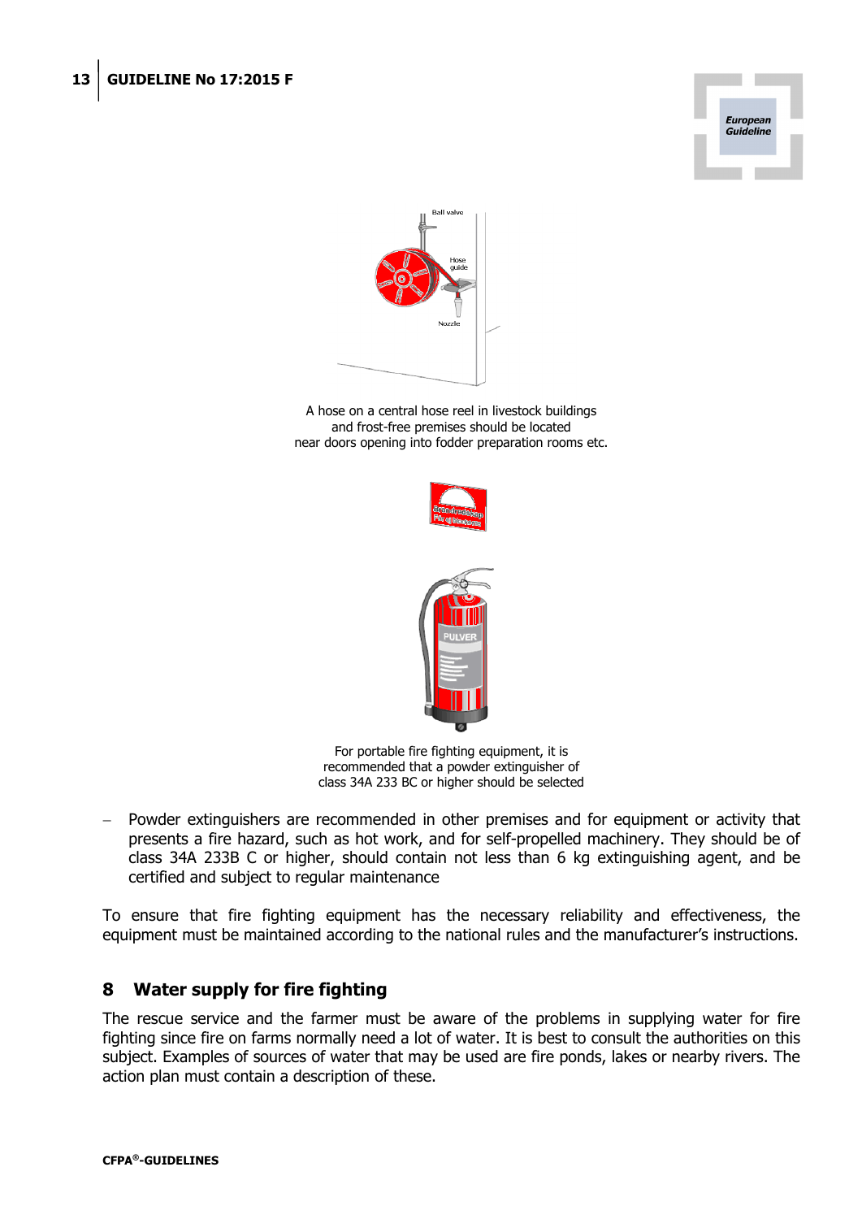A hose on a central hose reel in livestock buildings and frost-free premises should be located near doors opening into fodder preparation rooms etc.

For portable fire fighting equipment, it is recommended that a powder extinguisher of class 34A 233 BC or higher should be selected

- Powder extinguishers are recommended in other premises and for equipment or activity that presents a fire hazard, such as hot work, and for self-propelled machinery. They should be of class 34A 233B C or higher, should contain not less than 6 kg extinguishing agent, and be certified and subject to regular maintenance

To ensure that fire fighting equipment has the necessary reliability and effectiveness, the equipment must be maintained according to the national rules and the manufacturer's instructions.

## 8 Water supply for fire fighting

The rescue service and the farmer must be aware of the problems in supplying water for fire fighting since fire on farms normally need a lot of water. It is best to consult the authorities on this subject. Examples of sources of water that may be used are fire ponds, lakes or nearby rivers. The action plan must contain a description of these.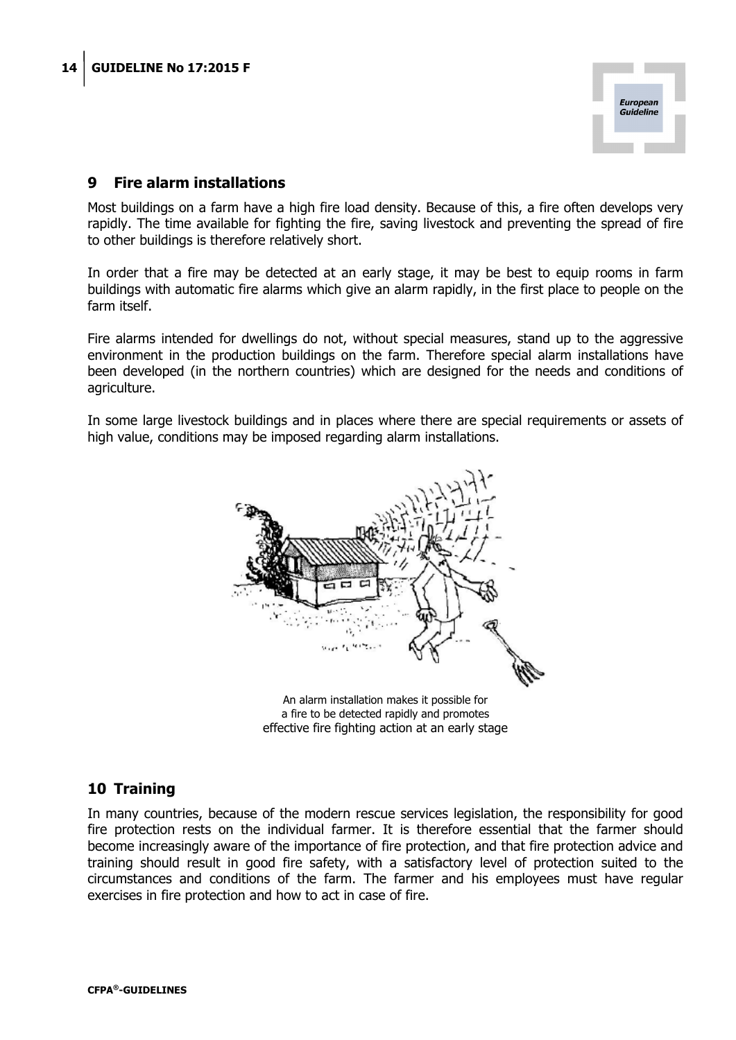## 9 Fire alarm installations

Most buildings on a farm have a high fire load density. Because of this, a fire often develops very rapidly. The time available for fighting the fire, saving livestock and preventing the spread of fire to other buildings is therefore relatively short.

In order that a fire may be detected at an early stage, it may be best to equip rooms in farm buildings with automatic fire alarms which give an alarm rapidly, in the first place to people on the farm itself.

Fire alarms intended for dwellings do not, without special measures, stand up to the aggressive environment in the production buildings on the farm. Therefore special alarm installations have been developed (in the northern countries) which are designed for the needs and conditions of agriculture.

In some large livestock buildings and in places where there are special requirements or assets of high value, conditions may be imposed regarding alarm installations.

An alarm installation makes it possible for a fire to be detected rapidly and promotes effective fire fighting action at an early stage

## 10 Training

In many countries, because of the modern rescue services legislation, the responsibility for good fire protection rests on the individual farmer. It is therefore essential that the farmer should become increasingly aware of the importance of fire protection, and that fire protection advice and training should result in good fire safety, with a satisfactory level of protection suited to the circumstances and conditions of the farm. The farmer and his employees must have regular exercises in fire protection and how to act in case of fire.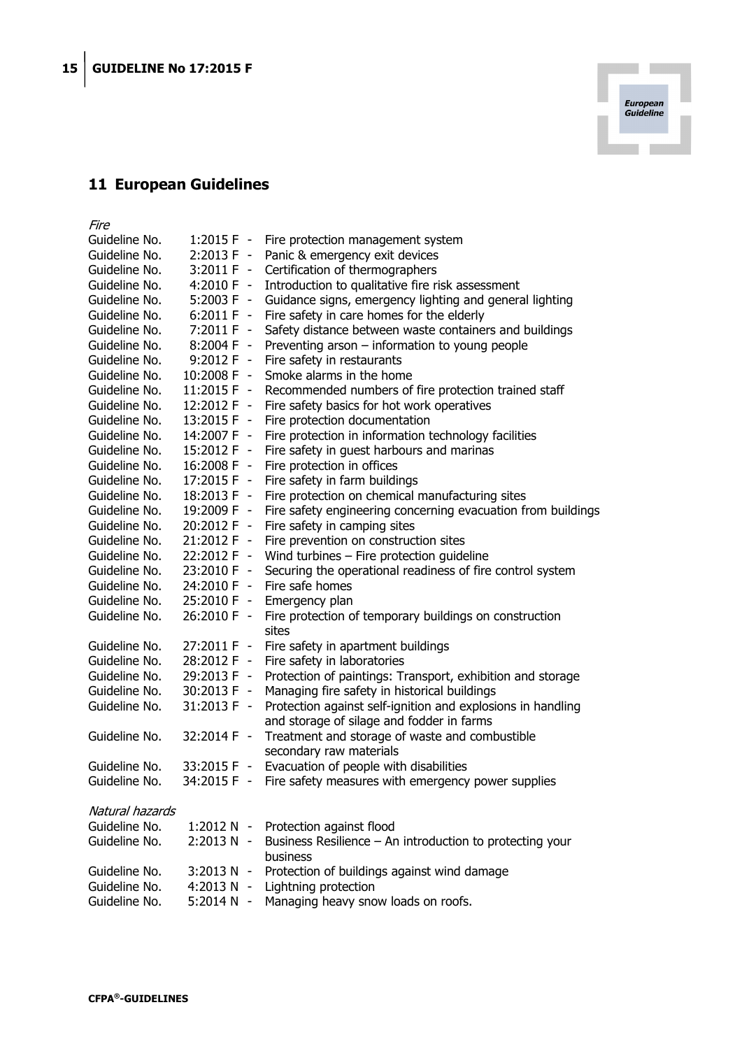## 11 European Guidelines

*Fire*

Guideline No. 1:2015 F - Fire protection management system
Guideline No. 2:2013 F - Panic & emergency exit devices
Guideline No. 3:2011 F - Certification of thermographers
Guideline No. 4:2010 F - Introduction to qualitative fire risk assessment
Guideline No. 5:2003 F - Guidance signs, emergency lighting and general lighting
Guideline No. 6:2011 F - Fire safety in care homes for the elderly
Guideline No. 7:2011 F - Safety distance between waste containers and buildings
Guideline No. 8:2004 F - Preventing arson – information to young people
Guideline No. 9:2012 F - Fire safety in restaurants
Guideline No. 10:2008 F - Smoke alarms in the home
Guideline No. 11:2015 F - Recommended numbers of fire protection trained staff
Guideline No. 12:2012 F - Fire safety basics for hot work operatives
Guideline No. 13:2015 F - Fire protection documentation
Guideline No. 14:2007 F - Fire protection in information technology facilities
Guideline No. 15:2012 F - Fire safety in guest harbours and marinas
Guideline No. 16:2008 F - Fire protection in offices
Guideline No. 17:2015 F - Fire safety in farm buildings
Guideline No. 18:2013 F - Fire protection on chemical manufacturing sites
Guideline No. 19:2009 F - Fire safety engineering concerning evacuation from buildings
Guideline No. 20:2012 F - Fire safety in camping sites
Guideline No. 21:2012 F - Fire prevention on construction sites
Guideline No. 22:2012 F - Wind turbines – Fire protection guideline
Guideline No. 23:2010 F - Securing the operational readiness of fire control system
Guideline No. 24:2010 F - Fire safe homes
Guideline No. 25:2010 F - Emergency plan
Guideline No. 26:2010 F - Fire protection of temporary buildings on construction sites
Guideline No. 27:2011 F - Fire safety in apartment buildings
Guideline No. 28:2012 F - Fire safety in laboratories
Guideline No. 29:2013 F - Protection of paintings: Transport, exhibition and storage
Guideline No. 30:2013 F - Managing fire safety in historical buildings
Guideline No. 31:2013 F - Protection against self-ignition and explosions in handling and storage of silage and fodder in farms
Guideline No. 32:2014 F - Treatment and storage of waste and combustible secondary raw materials
Guideline No. 33:2015 F - Evacuation of people with disabilities
Guideline No. 34:2015 F - Fire safety measures with emergency power supplies

*Natural hazards*

Guideline No. 1:2012 N - Protection against flood
Guideline No. 2:2013 N - Business Resilience – An introduction to protecting your business
Guideline No. 3:2013 N - Protection of buildings against wind damage
Guideline No. 4:2013 N - Lightning protection
Guideline No. 5:2014 N - Managing heavy snow loads on roofs.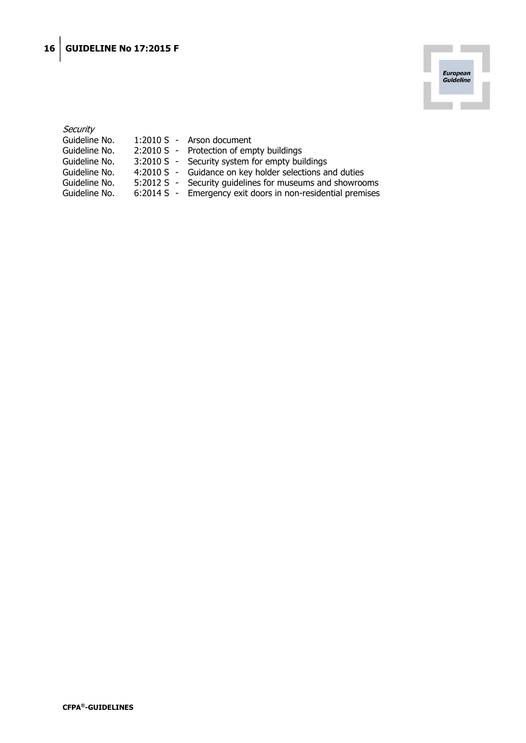*Security*

Guideline No. 1:2010 S - Arson document
Guideline No. 2:2010 S - Protection of empty buildings
Guideline No. 3:2010 S - Security system for empty buildings
Guideline No. 4:2010 S - Guidance on key holder selections and duties
Guideline No. 5:2012 S - Security guidelines for museums and showrooms
Guideline No. 6:2014 S - Emergency exit doors in non-residential premises